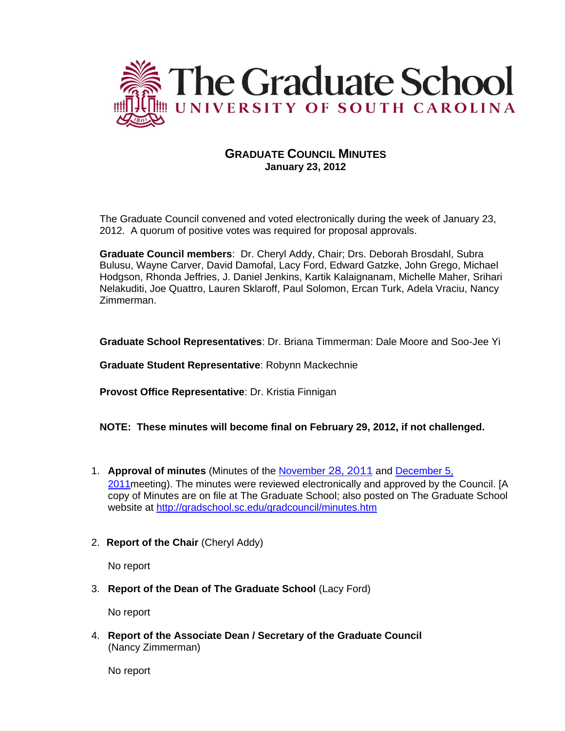# The Graduate School
UNIVERSITY OF SOUTH CAROLINA

## GRADUATE COUNCIL MINUTES
**January 23, 2012**

The Graduate Council convened and voted electronically during the week of January 23, 2012. A quorum of positive votes was required for proposal approvals.

**Graduate Council members**: Dr. Cheryl Addy, Chair; Drs. Deborah Brosdahl, Subra Bulusu, Wayne Carver, David Damofal, Lacy Ford, Edward Gatzke, John Grego, Michael Hodgson, Rhonda Jeffries, J. Daniel Jenkins, Kartik Kalaignanam, Michelle Maher, Srihari Nelakuditi, Joe Quattro, Lauren Sklaroff, Paul Solomon, Ercan Turk, Adela Vraciu, Nancy Zimmerman.

**Graduate School Representatives**: Dr. Briana Timmerman: Dale Moore and Soo-Jee Yi

**Graduate Student Representative**: Robynn Mackechnie

**Provost Office Representative**: Dr. Kristia Finnigan

**NOTE: These minutes will become final on February 29, 2012, if not challenged.**

1. **Approval of minutes** (Minutes of the November 28, 2011 and December 5, 2011meeting). The minutes were reviewed electronically and approved by the Council. [A copy of Minutes are on file at The Graduate School; also posted on The Graduate School website at http://gradschool.sc.edu/gradcouncil/minutes.htm

2. **Report of the Chair** (Cheryl Addy)

   No report

3. **Report of the Dean of The Graduate School** (Lacy Ford)

   No report

4. **Report of the Associate Dean / Secretary of the Graduate Council** (Nancy Zimmerman)

   No report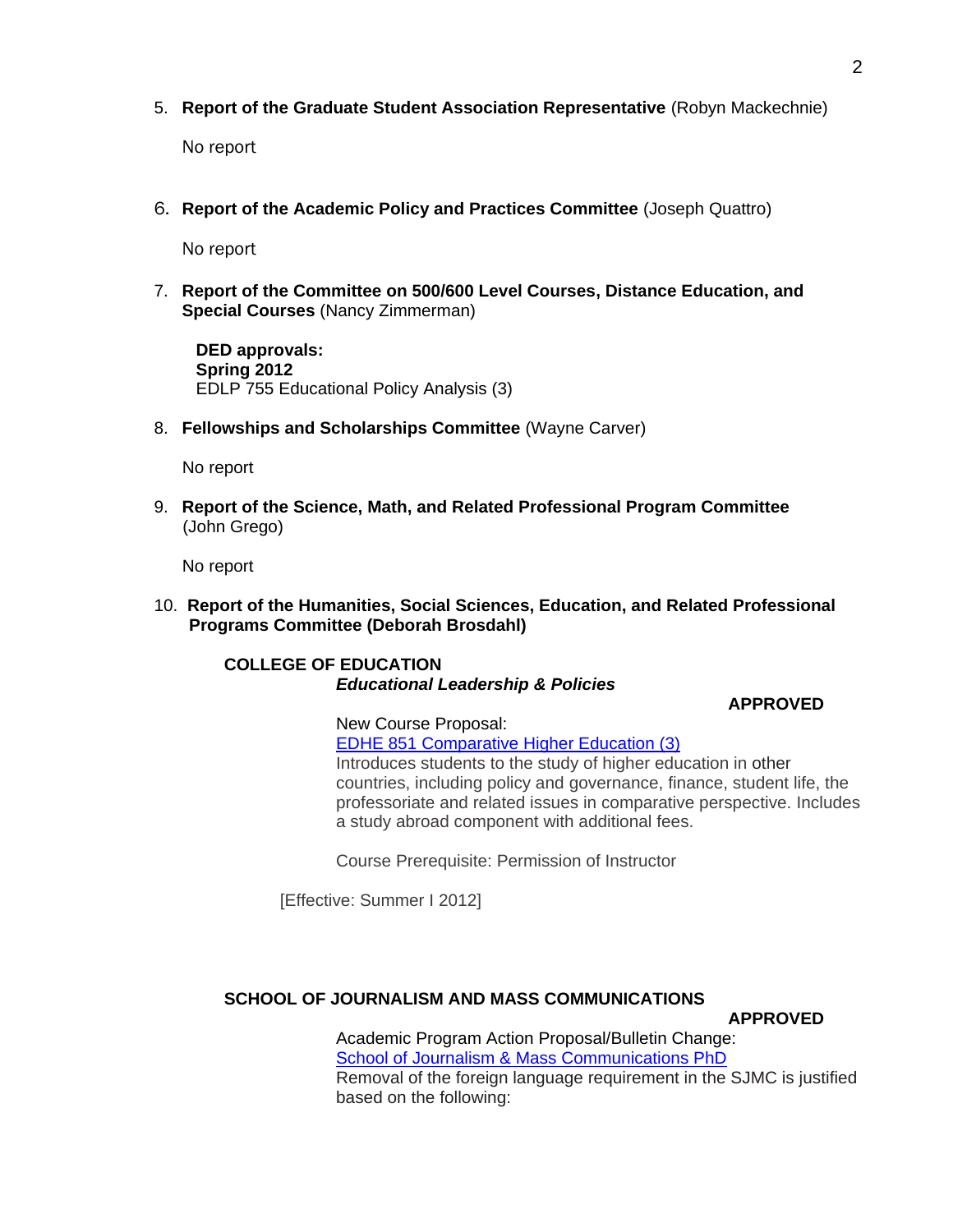5. **Report of the Graduate Student Association Representative** (Robyn Mackechnie)

   No report

6. **Report of the Academic Policy and Practices Committee** (Joseph Quattro)

   No report

7. **Report of the Committee on 500/600 Level Courses, Distance Education, and Special Courses** (Nancy Zimmerman)

   **DED approvals:**
   **Spring 2012**
   EDLP 755 Educational Policy Analysis (3)

8. **Fellowships and Scholarships Committee** (Wayne Carver)

   No report

9. **Report of the Science, Math, and Related Professional Program Committee** (John Grego)

   No report

10. **Report of the Humanities, Social Sciences, Education, and Related Professional Programs Committee (Deborah Brosdahl)**

**COLLEGE OF EDUCATION**

***Educational Leadership & Policies***

**APPROVED**

New Course Proposal:
EDHE 851 Comparative Higher Education (3)
Introduces students to the study of higher education in other countries, including policy and governance, finance, student life, the professoriate and related issues in comparative perspective. Includes a study abroad component with additional fees.

Course Prerequisite: Permission of Instructor

[Effective: Summer I 2012]

**SCHOOL OF JOURNALISM AND MASS COMMUNICATIONS**

**APPROVED**

Academic Program Action Proposal/Bulletin Change:
School of Journalism & Mass Communications PhD
Removal of the foreign language requirement in the SJMC is justified based on the following: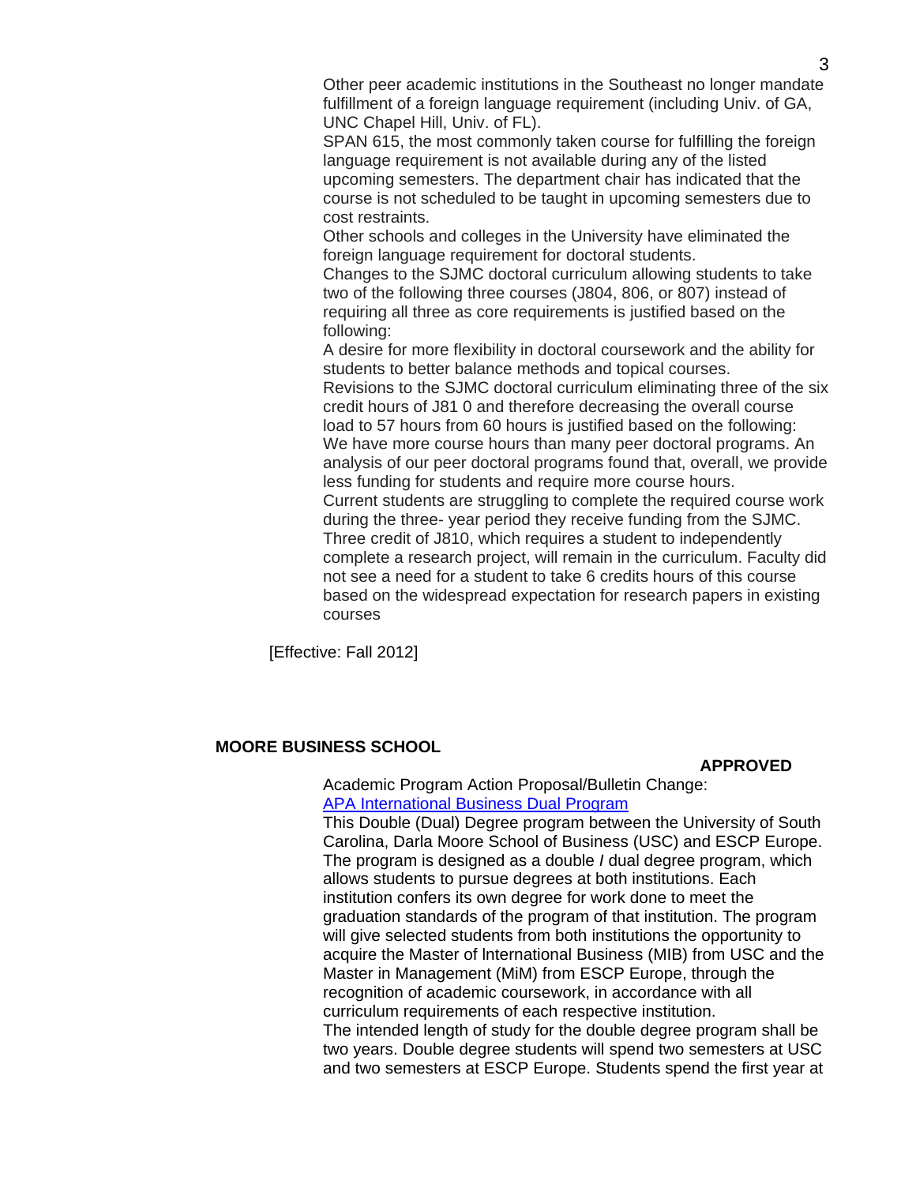Other peer academic institutions in the Southeast no longer mandate fulfillment of a foreign language requirement (including Univ. of GA, UNC Chapel Hill, Univ. of FL).

SPAN 615, the most commonly taken course for fulfilling the foreign language requirement is not available during any of the listed upcoming semesters. The department chair has indicated that the course is not scheduled to be taught in upcoming semesters due to cost restraints.

Other schools and colleges in the University have eliminated the foreign language requirement for doctoral students.

Changes to the SJMC doctoral curriculum allowing students to take two of the following three courses (J804, 806, or 807) instead of requiring all three as core requirements is justified based on the following:

A desire for more flexibility in doctoral coursework and the ability for students to better balance methods and topical courses.

Revisions to the SJMC doctoral curriculum eliminating three of the six credit hours of J81 0 and therefore decreasing the overall course load to 57 hours from 60 hours is justified based on the following:

We have more course hours than many peer doctoral programs. An analysis of our peer doctoral programs found that, overall, we provide less funding for students and require more course hours.

Current students are struggling to complete the required course work during the three- year period they receive funding from the SJMC.

Three credit of J810, which requires a student to independently complete a research project, will remain in the curriculum. Faculty did not see a need for a student to take 6 credits hours of this course based on the widespread expectation for research papers in existing courses

[Effective: Fall 2012]

**MOORE BUSINESS SCHOOL**

**APPROVED**

Academic Program Action Proposal/Bulletin Change:
APA International Business Dual Program

This Double (Dual) Degree program between the University of South Carolina, Darla Moore School of Business (USC) and ESCP Europe. The program is designed as a double / dual degree program, which allows students to pursue degrees at both institutions. Each institution confers its own degree for work done to meet the graduation standards of the program of that institution. The program will give selected students from both institutions the opportunity to acquire the Master of lnternational Business (MIB) from USC and the Master in Management (MiM) from ESCP Europe, through the recognition of academic coursework, in accordance with all curriculum requirements of each respective institution.

The intended length of study for the double degree program shall be two years. Double degree students will spend two semesters at USC and two semesters at ESCP Europe. Students spend the first year at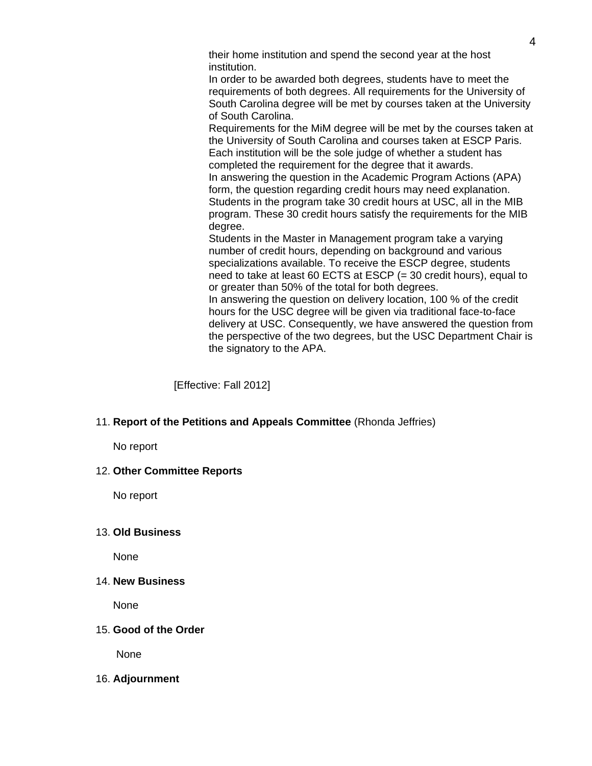their home institution and spend the second year at the host institution.

In order to be awarded both degrees, students have to meet the requirements of both degrees. All requirements for the University of South Carolina degree will be met by courses taken at the University of South Carolina.

Requirements for the MiM degree will be met by the courses taken at the University of South Carolina and courses taken at ESCP Paris. Each institution will be the sole judge of whether a student has completed the requirement for the degree that it awards.

In answering the question in the Academic Program Actions (APA) form, the question regarding credit hours may need explanation. Students in the program take 30 credit hours at USC, all in the MIB program. These 30 credit hours satisfy the requirements for the MIB degree.

Students in the Master in Management program take a varying number of credit hours, depending on background and various specializations available. To receive the ESCP degree, students need to take at least 60 ECTS at ESCP (= 30 credit hours), equal to or greater than 50% of the total for both degrees.

In answering the question on delivery location, 100 % of the credit hours for the USC degree will be given via traditional face-to-face delivery at USC. Consequently, we have answered the question from the perspective of the two degrees, but the USC Department Chair is the signatory to the APA.

[Effective: Fall 2012]

11. **Report of the Petitions and Appeals Committee** (Rhonda Jeffries)

    No report

12. **Other Committee Reports**

    No report

13. **Old Business**

    None

14. **New Business**

    None

15. **Good of the Order**

    None

16. **Adjournment**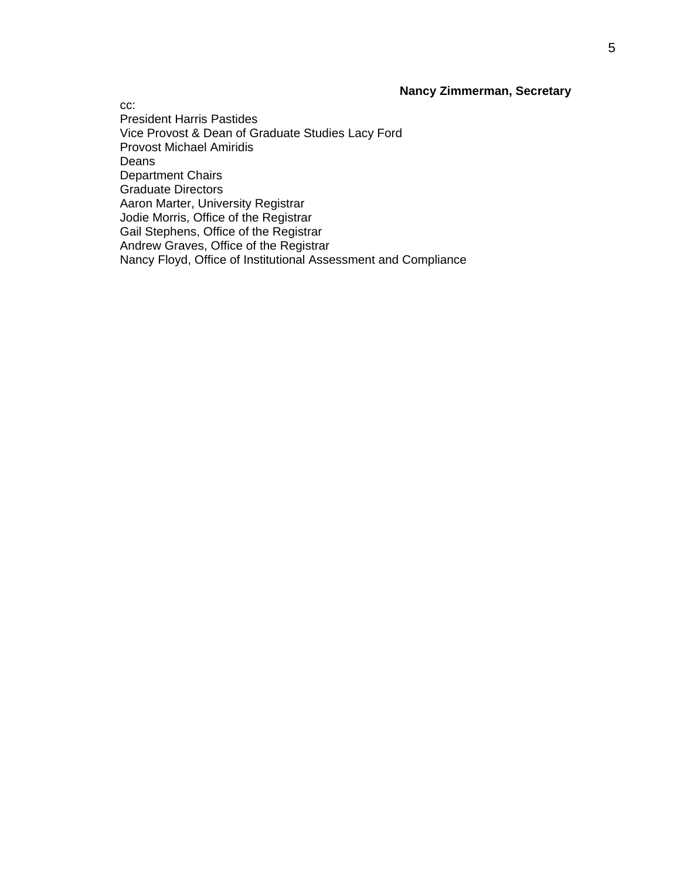**Nancy Zimmerman, Secretary**

cc:
President Harris Pastides
Vice Provost & Dean of Graduate Studies Lacy Ford
Provost Michael Amiridis
Deans
Department Chairs
Graduate Directors
Aaron Marter, University Registrar
Jodie Morris, Office of the Registrar
Gail Stephens, Office of the Registrar
Andrew Graves, Office of the Registrar
Nancy Floyd, Office of Institutional Assessment and Compliance